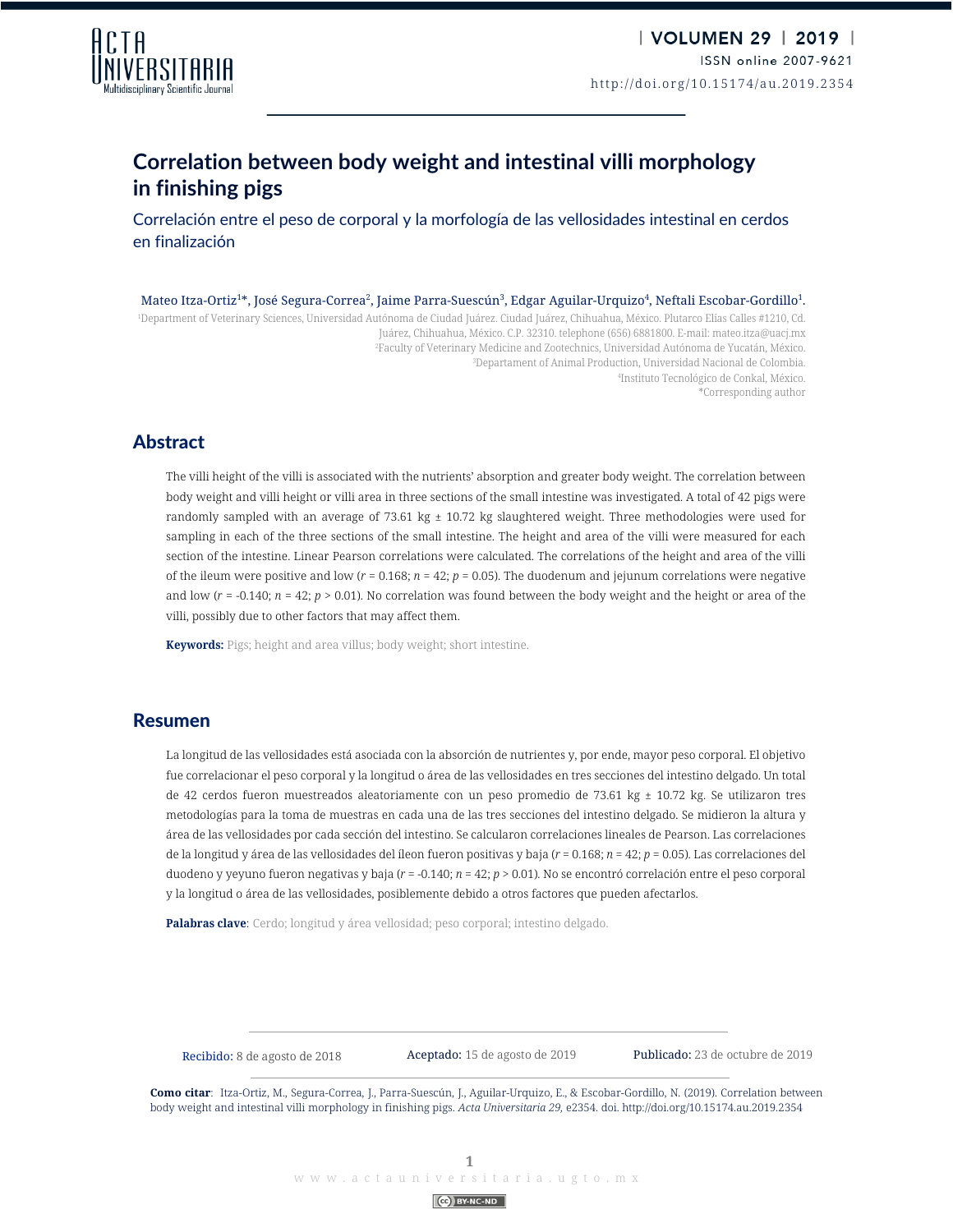# Correlation between body weight and intestinal villi morphology in finishing pigs

## Correlación entre el peso de corporal y la morfología de las vellosidades intestinal en cerdos en finalización

Mateo Itza-Ortiz[1]*, José Segura-Correa[2], Jaime Parra-Suescún[3], Edgar Aguilar-Urquizo[4], Neftali Escobar-Gordillo[1].

[1]Department of Veterinary Sciences, Universidad Autónoma de Ciudad Juárez. Ciudad Juárez, Chihuahua, México. Plutarco Elías Calles #1210, Cd. Juárez, Chihuahua, México. C.P. 32310. telephone (656) 6881800. E-mail: mateo.itza@uacj.mx
[2]Faculty of Veterinary Medicine and Zootechnics, Universidad Autónoma de Yucatán, México.
[3]Departament of Animal Production, Universidad Nacional de Colombia.
[4]Instituto Tecnológico de Conkal, México.
*Corresponding author

## Abstract

The villi height of the villi is associated with the nutrients' absorption and greater body weight. The correlation between body weight and villi height or villi area in three sections of the small intestine was investigated. A total of 42 pigs were randomly sampled with an average of 73.61 kg ± 10.72 kg slaughtered weight. Three methodologies were used for sampling in each of the three sections of the small intestine. The height and area of the villi were measured for each section of the intestine. Linear Pearson correlations were calculated. The correlations of the height and area of the villi of the ileum were positive and low ($r$ = 0.168; $n$ = 42; $p$ = 0.05). The duodenum and jejunum correlations were negative and low ($r$ = -0.140; $n$ = 42; $p$ > 0.01). No correlation was found between the body weight and the height or area of the villi, possibly due to other factors that may affect them.

**Keywords:** Pigs; height and area villus; body weight; short intestine.

## Resumen

La longitud de las vellosidades está asociada con la absorción de nutrientes y, por ende, mayor peso corporal. El objetivo fue correlacionar el peso corporal y la longitud o área de las vellosidades en tres secciones del intestino delgado. Un total de 42 cerdos fueron muestreados aleatoriamente con un peso promedio de 73.61 kg ± 10.72 kg. Se utilizaron tres metodologías para la toma de muestras en cada una de las tres secciones del intestino delgado. Se midieron la altura y área de las vellosidades por cada sección del intestino. Se calcularon correlaciones lineales de Pearson. Las correlaciones de la longitud y área de las vellosidades del íleon fueron positivas y baja ($r$ = 0.168; $n$ = 42; $p$ = 0.05). Las correlaciones del duodeno y yeyuno fueron negativas y baja ($r$ = -0.140; $n$ = 42; $p$ > 0.01). No se encontró correlación entre el peso corporal y la longitud o área de las vellosidades, posiblemente debido a otros factores que pueden afectarlos.

**Palabras clave**: Cerdo; longitud y área vellosidad; peso corporal; intestino delgado.

**Recibido:** 8 de agosto de 2018 **Aceptado:** 15 de agosto de 2019 **Publicado:** 23 de octubre de 2019

**Como citar**: Itza-Ortiz, M., Segura-Correa, J., Parra-Suescún, J., Aguilar-Urquizo, E., & Escobar-Gordillo, N. (2019). Correlation between body weight and intestinal villi morphology in finishing pigs. *Acta Universitaria 29,* e2354. doi. http://doi.org/10.15174.au.2019.2354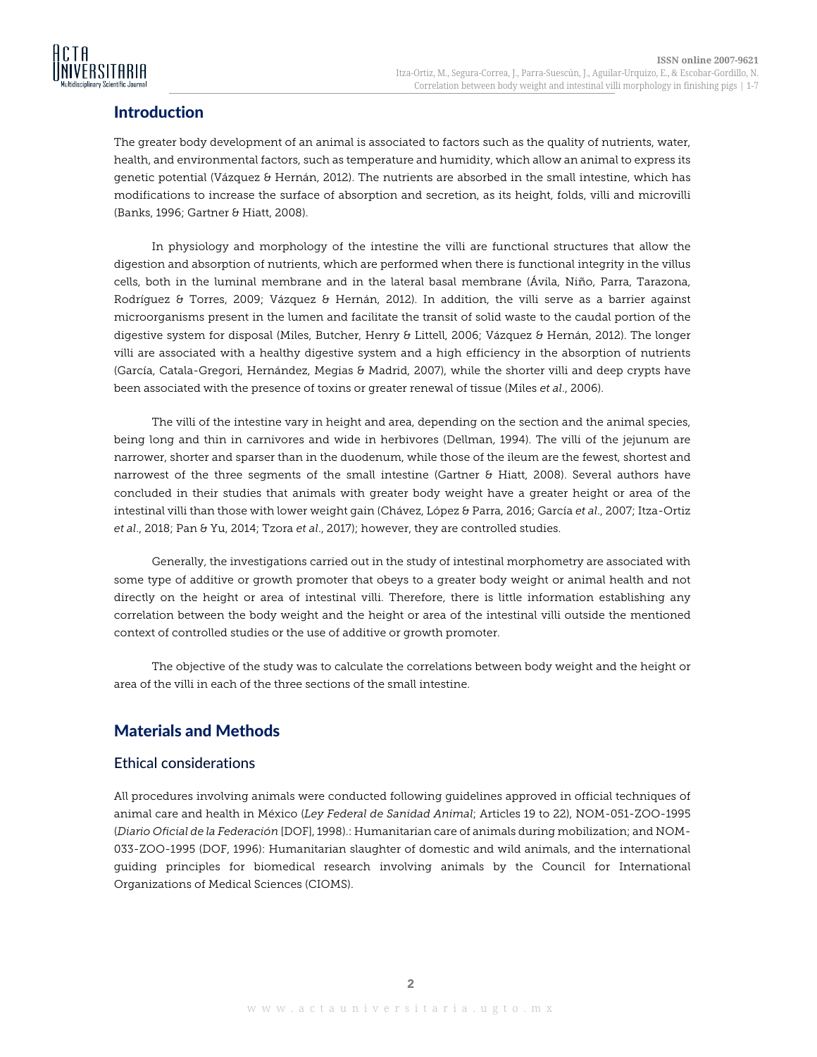## Introduction

The greater body development of an animal is associated to factors such as the quality of nutrients, water, health, and environmental factors, such as temperature and humidity, which allow an animal to express its genetic potential (Vázquez & Hernán, 2012). The nutrients are absorbed in the small intestine, which has modifications to increase the surface of absorption and secretion, as its height, folds, villi and microvilli (Banks, 1996; Gartner & Hiatt, 2008).

In physiology and morphology of the intestine the villi are functional structures that allow the digestion and absorption of nutrients, which are performed when there is functional integrity in the villus cells, both in the luminal membrane and in the lateral basal membrane (Ávila, Niño, Parra, Tarazona, Rodríguez & Torres, 2009; Vázquez & Hernán, 2012). In addition, the villi serve as a barrier against microorganisms present in the lumen and facilitate the transit of solid waste to the caudal portion of the digestive system for disposal (Miles, Butcher, Henry & Littell, 2006; Vázquez & Hernán, 2012). The longer villi are associated with a healthy digestive system and a high efficiency in the absorption of nutrients (García, Catala-Gregori, Hernández, Megias & Madrid, 2007), while the shorter villi and deep crypts have been associated with the presence of toxins or greater renewal of tissue (Miles *et al*., 2006).

The villi of the intestine vary in height and area, depending on the section and the animal species, being long and thin in carnivores and wide in herbivores (Dellman, 1994). The villi of the jejunum are narrower, shorter and sparser than in the duodenum, while those of the ileum are the fewest, shortest and narrowest of the three segments of the small intestine (Gartner & Hiatt, 2008). Several authors have concluded in their studies that animals with greater body weight have a greater height or area of the intestinal villi than those with lower weight gain (Chávez, López & Parra, 2016; García *et al*., 2007; Itza-Ortiz *et al*., 2018; Pan & Yu, 2014; Tzora *et al*., 2017); however, they are controlled studies.

Generally, the investigations carried out in the study of intestinal morphometry are associated with some type of additive or growth promoter that obeys to a greater body weight or animal health and not directly on the height or area of intestinal villi. Therefore, there is little information establishing any correlation between the body weight and the height or area of the intestinal villi outside the mentioned context of controlled studies or the use of additive or growth promoter.

The objective of the study was to calculate the correlations between body weight and the height or area of the villi in each of the three sections of the small intestine.

## Materials and Methods

### Ethical considerations

All procedures involving animals were conducted following guidelines approved in official techniques of animal care and health in México (*Ley Federal de Sanidad Animal*; Articles 19 to 22), NOM-051-ZOO-1995 (*Diario Oficial de la Federación* [DOF], 1998).: Humanitarian care of animals during mobilization; and NOM-033-ZOO-1995 (DOF, 1996): Humanitarian slaughter of domestic and wild animals, and the international guiding principles for biomedical research involving animals by the Council for International Organizations of Medical Sciences (CIOMS).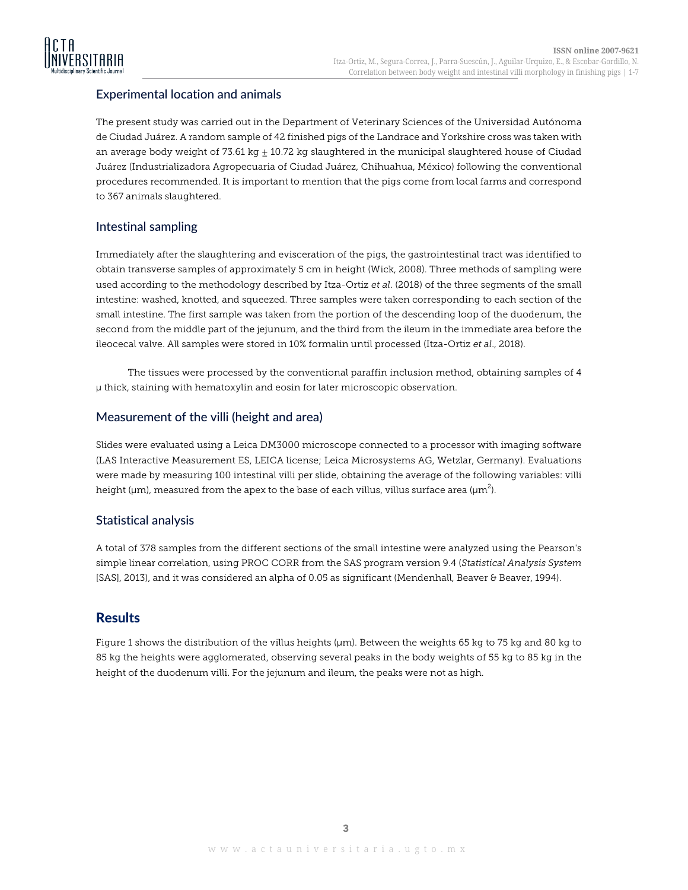## Experimental location and animals

The present study was carried out in the Department of Veterinary Sciences of the Universidad Autónoma de Ciudad Juárez. A random sample of 42 finished pigs of the Landrace and Yorkshire cross was taken with an average body weight of 73.61 kg ± 10.72 kg slaughtered in the municipal slaughtered house of Ciudad Juárez (Industrializadora Agropecuaria of Ciudad Juárez, Chihuahua, México) following the conventional procedures recommended. It is important to mention that the pigs come from local farms and correspond to 367 animals slaughtered.

## Intestinal sampling

Immediately after the slaughtering and evisceration of the pigs, the gastrointestinal tract was identified to obtain transverse samples of approximately 5 cm in height (Wick, 2008). Three methods of sampling were used according to the methodology described by Itza-Ortiz *et al*. (2018) of the three segments of the small intestine: washed, knotted, and squeezed. Three samples were taken corresponding to each section of the small intestine. The first sample was taken from the portion of the descending loop of the duodenum, the second from the middle part of the jejunum, and the third from the ileum in the immediate area before the ileocecal valve. All samples were stored in 10% formalin until processed (Itza-Ortiz *et al*., 2018).

The tissues were processed by the conventional paraffin inclusion method, obtaining samples of 4 μ thick, staining with hematoxylin and eosin for later microscopic observation.

## Measurement of the villi (height and area)

Slides were evaluated using a Leica DM3000 microscope connected to a processor with imaging software (LAS Interactive Measurement ES, LEICA license; Leica Microsystems AG, Wetzlar, Germany). Evaluations were made by measuring 100 intestinal villi per slide, obtaining the average of the following variables: villi height (μm), measured from the apex to the base of each villus, villus surface area ($\mu m^2$).

## Statistical analysis

A total of 378 samples from the different sections of the small intestine were analyzed using the Pearson's simple linear correlation, using PROC CORR from the SAS program version 9.4 (*Statistical Analysis System* [SAS], 2013), and it was considered an alpha of 0.05 as significant (Mendenhall, Beaver & Beaver, 1994).

# Results

Figure 1 shows the distribution of the villus heights (μm). Between the weights 65 kg to 75 kg and 80 kg to 85 kg the heights were agglomerated, observing several peaks in the body weights of 55 kg to 85 kg in the height of the duodenum villi. For the jejunum and ileum, the peaks were not as high.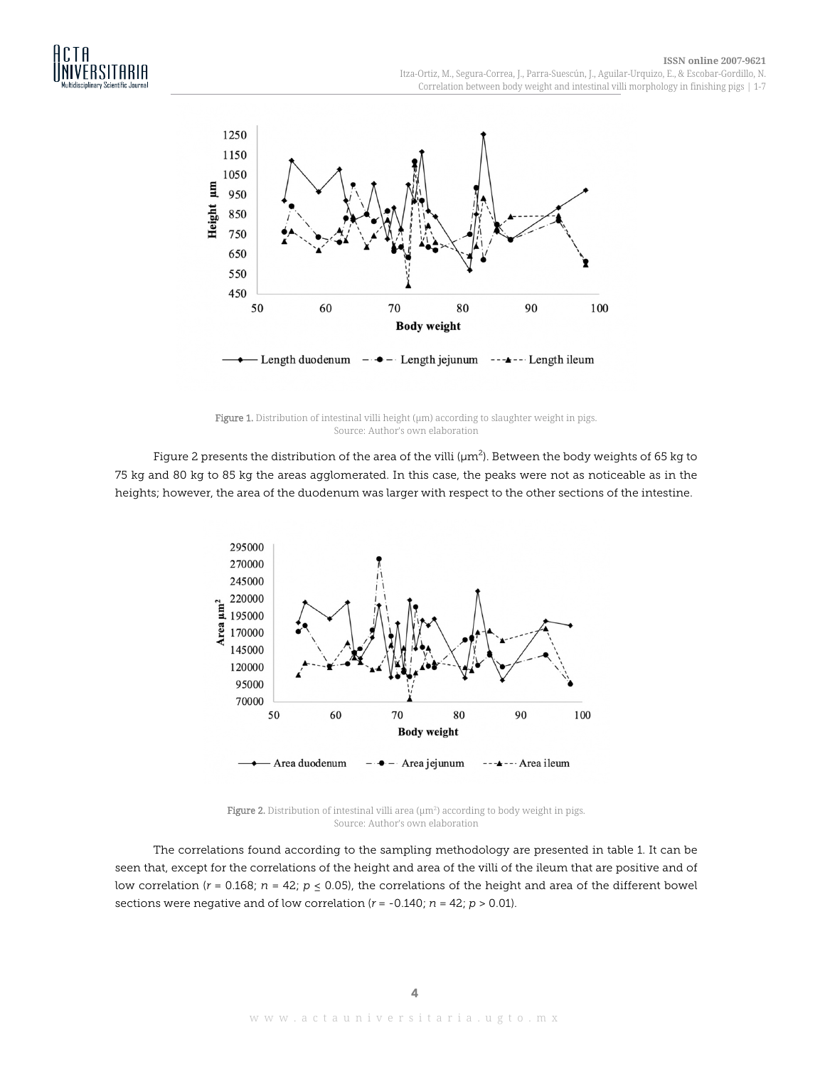Figure 1. Distribution of intestinal villi height (µm) according to slaughter weight in pigs.
Source: Author's own elaboration

Figure 2 presents the distribution of the area of the villi (µm$^2$). Between the body weights of 65 kg to 75 kg and 80 kg to 85 kg the areas agglomerated. In this case, the peaks were not as noticeable as in the heights; however, the area of the duodenum was larger with respect to the other sections of the intestine.

Figure 2. Distribution of intestinal villi area (µm$^2$) according to body weight in pigs.
Source: Author's own elaboration

The correlations found according to the sampling methodology are presented in table 1. It can be seen that, except for the correlations of the height and area of the villi of the ileum that are positive and of low correlation ($r$ = 0.168; $n$ = 42; $p \leq 0.05$), the correlations of the height and area of the different bowel sections were negative and of low correlation ($r$ = -0.140; $n$ = 42; $p > 0.01$).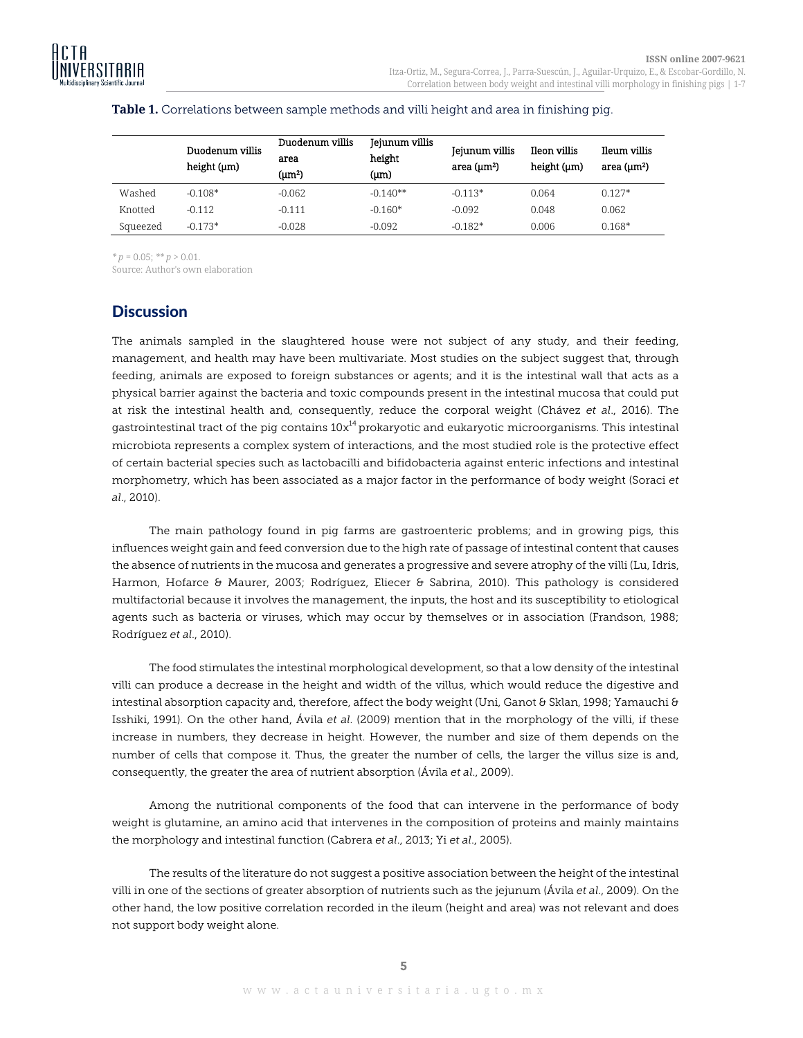**Table 1.** Correlations between sample methods and villi height and area in finishing pig.

| | Duodenum villis height (µm) | Duodenum villis area (µm²) | Jejunum villis height (µm) | Jejunum villis area (µm²) | Ileon villis height (µm) | Ileum villis area (µm²) |
|---|---|---|---|---|---|---|
| Washed | -0.108* | -0.062 | -0.140** | -0.113* | 0.064 | 0.127* |
| Knotted | -0.112 | -0.111 | -0.160* | -0.092 | 0.048 | 0.062 |
| Squeezed | -0.173* | -0.028 | -0.092 | -0.182* | 0.006 | 0.168* |

\* $p = 0.05$; ** $p > 0.01$.
Source: Author's own elaboration

## Discussion

The animals sampled in the slaughtered house were not subject of any study, and their feeding, management, and health may have been multivariate. Most studies on the subject suggest that, through feeding, animals are exposed to foreign substances or agents; and it is the intestinal wall that acts as a physical barrier against the bacteria and toxic compounds present in the intestinal mucosa that could put at risk the intestinal health and, consequently, reduce the corporal weight (Chávez *et al*., 2016). The gastrointestinal tract of the pig contains $10x^{14}$ prokaryotic and eukaryotic microorganisms. This intestinal microbiota represents a complex system of interactions, and the most studied role is the protective effect of certain bacterial species such as lactobacilli and bifidobacteria against enteric infections and intestinal morphometry, which has been associated as a major factor in the performance of body weight (Soraci *et al*., 2010).

The main pathology found in pig farms are gastroenteric problems; and in growing pigs, this influences weight gain and feed conversion due to the high rate of passage of intestinal content that causes the absence of nutrients in the mucosa and generates a progressive and severe atrophy of the villi (Lu, Idris, Harmon, Hofarce & Maurer, 2003; Rodríguez, Eliecer & Sabrina, 2010). This pathology is considered multifactorial because it involves the management, the inputs, the host and its susceptibility to etiological agents such as bacteria or viruses, which may occur by themselves or in association (Frandson, 1988; Rodríguez *et al*., 2010).

The food stimulates the intestinal morphological development, so that a low density of the intestinal villi can produce a decrease in the height and width of the villus, which would reduce the digestive and intestinal absorption capacity and, therefore, affect the body weight (Uni, Ganot & Sklan, 1998; Yamauchi & Isshiki, 1991). On the other hand, Ávila *et al*. (2009) mention that in the morphology of the villi, if these increase in numbers, they decrease in height. However, the number and size of them depends on the number of cells that compose it. Thus, the greater the number of cells, the larger the villus size is and, consequently, the greater the area of nutrient absorption (Ávila *et al*., 2009).

Among the nutritional components of the food that can intervene in the performance of body weight is glutamine, an amino acid that intervenes in the composition of proteins and mainly maintains the morphology and intestinal function (Cabrera *et al*., 2013; Yi *et al*., 2005).

The results of the literature do not suggest a positive association between the height of the intestinal villi in one of the sections of greater absorption of nutrients such as the jejunum (Ávila *et al*., 2009). On the other hand, the low positive correlation recorded in the ileum (height and area) was not relevant and does not support body weight alone.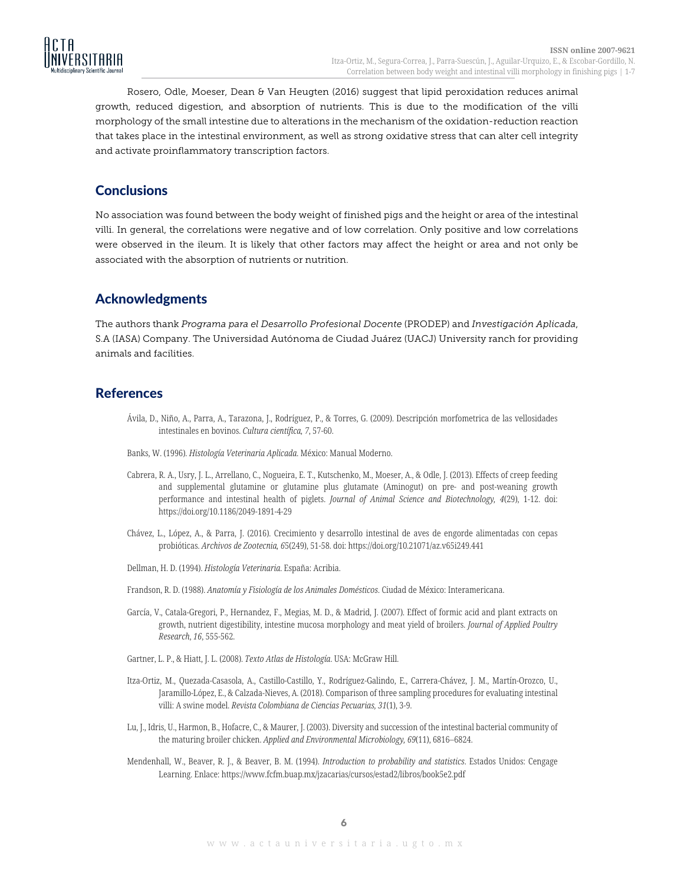Rosero, Odle, Moeser, Dean & Van Heugten (2016) suggest that lipid peroxidation reduces animal growth, reduced digestion, and absorption of nutrients. This is due to the modification of the villi morphology of the small intestine due to alterations in the mechanism of the oxidation-reduction reaction that takes place in the intestinal environment, as well as strong oxidative stress that can alter cell integrity and activate proinflammatory transcription factors.

## Conclusions

No association was found between the body weight of finished pigs and the height or area of the intestinal villi. In general, the correlations were negative and of low correlation. Only positive and low correlations were observed in the ileum. It is likely that other factors may affect the height or area and not only be associated with the absorption of nutrients or nutrition.

## Acknowledgments

The authors thank *Programa para el Desarrollo Profesional Docente* (PRODEP) and *Investigación Aplicada,* S.A (IASA) Company. The Universidad Autónoma de Ciudad Juárez (UACJ) University ranch for providing animals and facilities.

## References

Ávila, D., Niño, A., Parra, A., Tarazona, J., Rodríguez, P., & Torres, G. (2009). Descripción morfometrica de las vellosidades intestinales en bovinos. *Cultura científica, 7*, 57-60.

Banks, W. (1996). *Histología Veterinaria Aplicada*. México: Manual Moderno.

Cabrera, R. A., Usry, J. L., Arrellano, C., Nogueira, E. T., Kutschenko, M., Moeser, A., & Odle, J. (2013). Effects of creep feeding and supplemental glutamine or glutamine plus glutamate (Aminogut) on pre- and post-weaning growth performance and intestinal health of piglets. *Journal of Animal Science and Biotechnology, 4*(29), 1-12. doi: https://doi.org/10.1186/2049-1891-4-29

Chávez, L., López, A., & Parra, J. (2016). Crecimiento y desarrollo intestinal de aves de engorde alimentadas con cepas probióticas. *Archivos de Zootecnia, 65*(249), 51-58. doi: https://doi.org/10.21071/az.v65i249.441

Dellman, H. D. (1994). *Histología Veterinaria*. España: Acribia.

Frandson, R. D. (1988). *Anatomía y Fisiología de los Animales Domésticos*. Ciudad de México: Interamericana.

García, V., Catala-Gregori, P., Hernandez, F., Megias, M. D., & Madrid, J. (2007). Effect of formic acid and plant extracts on growth, nutrient digestibility, intestine mucosa morphology and meat yield of broilers. *Journal of Applied Poultry Research*, *16*, 555-562.

Gartner, L. P., & Hiatt, J. L. (2008). *Texto Atlas de Histología*. USA: McGraw Hill.

Itza-Ortiz, M., Quezada-Casasola, A., Castillo-Castillo, Y., Rodríguez-Galindo, E., Carrera-Chávez, J. M., Martín-Orozco, U., Jaramillo-López, E., & Calzada-Nieves, A. (2018). Comparison of three sampling procedures for evaluating intestinal villi: A swine model. *Revista Colombiana de Ciencias Pecuarias, 31*(1), 3-9.

Lu, J., Idris, U., Harmon, B., Hofacre, C., & Maurer, J. (2003). Diversity and succession of the intestinal bacterial community of the maturing broiler chicken. *Applied and Environmental Microbiology, 69*(11), 6816–6824.

Mendenhall, W., Beaver, R. J., & Beaver, B. M. (1994). *Introduction to probability and statistics*. Estados Unidos: Cengage Learning. Enlace: https://www.fcfm.buap.mx/jzacarias/cursos/estad2/libros/book5e2.pdf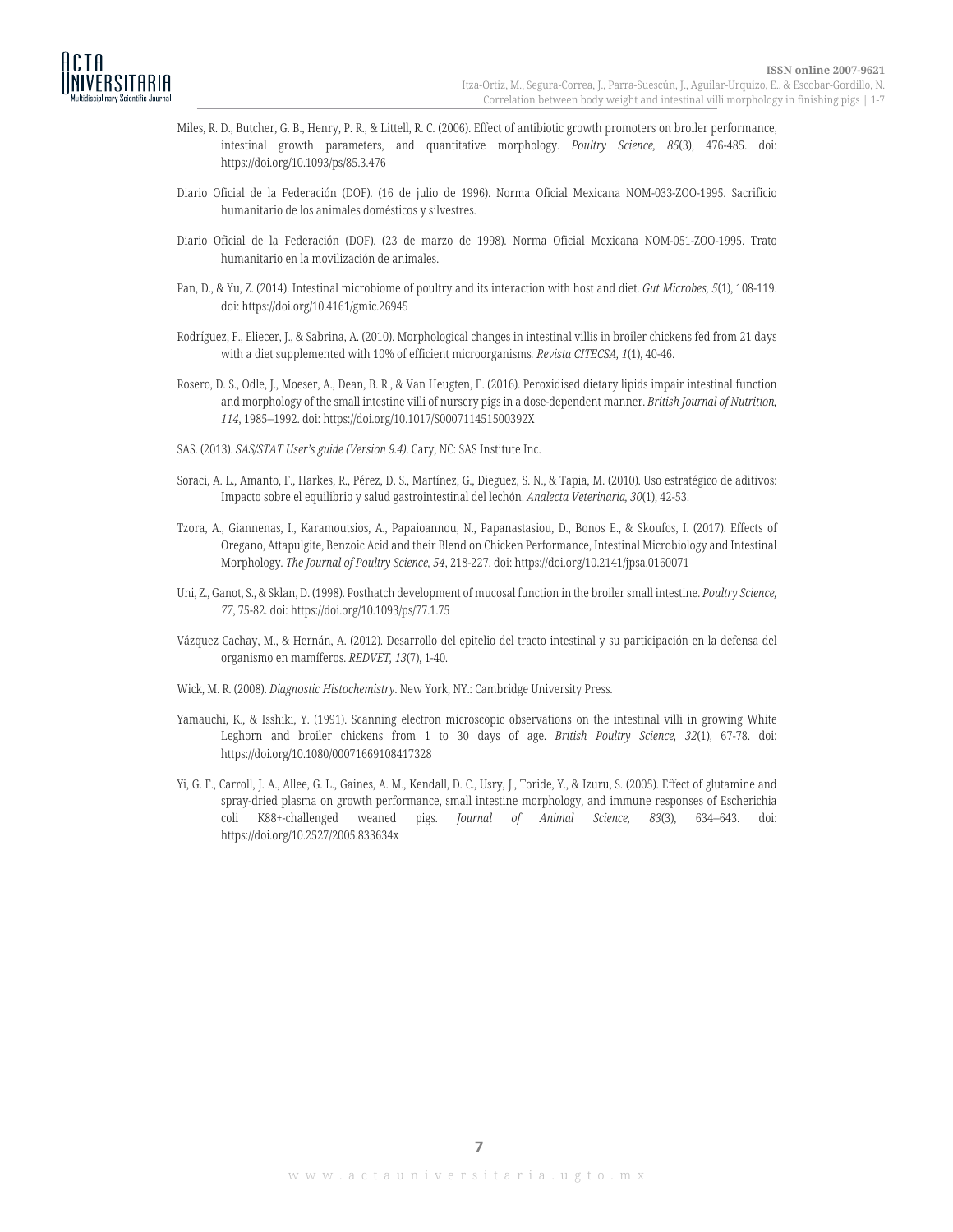Miles, R. D., Butcher, G. B., Henry, P. R., & Littell, R. C. (2006). Effect of antibiotic growth promoters on broiler performance, intestinal growth parameters, and quantitative morphology. *Poultry Science, 85*(3), 476-485. doi: https://doi.org/10.1093/ps/85.3.476

Diario Oficial de la Federación (DOF). (16 de julio de 1996). Norma Oficial Mexicana NOM-033-ZOO-1995. Sacrificio humanitario de los animales domésticos y silvestres.

Diario Oficial de la Federación (DOF). (23 de marzo de 1998). Norma Oficial Mexicana NOM-051-ZOO-1995. Trato humanitario en la movilización de animales.

Pan, D., & Yu, Z. (2014). Intestinal microbiome of poultry and its interaction with host and diet. *Gut Microbes, 5*(1), 108-119. doi: https://doi.org/10.4161/gmic.26945

Rodríguez, F., Eliecer, J., & Sabrina, A. (2010). Morphological changes in intestinal villis in broiler chickens fed from 21 days with a diet supplemented with 10% of efficient microorganisms. *Revista CITECSA, 1*(1), 40-46.

Rosero, D. S., Odle, J., Moeser, A., Dean, B. R., & Van Heugten, E. (2016). Peroxidised dietary lipids impair intestinal function and morphology of the small intestine villi of nursery pigs in a dose-dependent manner. *British Journal of Nutrition, 114*, 1985–1992. doi: https://doi.org/10.1017/S000711451500392X

SAS. (2013). *SAS/STAT User's guide (Version 9.4)*. Cary, NC: SAS Institute Inc.

Soraci, A. L., Amanto, F., Harkes, R., Pérez, D. S., Martínez, G., Dieguez, S. N., & Tapia, M. (2010). Uso estratégico de aditivos: Impacto sobre el equilibrio y salud gastrointestinal del lechón. *Analecta Veterinaria, 30*(1), 42-53.

Tzora, A., Giannenas, I., Karamoutsios, A., Papaioannou, N., Papanastasiou, D., Bonos E., & Skoufos, I. (2017). Effects of Oregano, Attapulgite, Benzoic Acid and their Blend on Chicken Performance, Intestinal Microbiology and Intestinal Morphology. *The Journal of Poultry Science, 54*, 218-227. doi: https://doi.org/10.2141/jpsa.0160071

Uni, Z., Ganot, S., & Sklan, D. (1998). Posthatch development of mucosal function in the broiler small intestine. *Poultry Science, 77*, 75-82. doi: https://doi.org/10.1093/ps/77.1.75

Vázquez Cachay, M., & Hernán, A. (2012). Desarrollo del epitelio del tracto intestinal y su participación en la defensa del organismo en mamíferos. *REDVET, 13*(7), 1-40.

Wick, M. R. (2008). *Diagnostic Histochemistry*. New York, NY.: Cambridge University Press.

Yamauchi, K., & Isshiki, Y. (1991). Scanning electron microscopic observations on the intestinal villi in growing White Leghorn and broiler chickens from 1 to 30 days of age. *British Poultry Science, 32*(1), 67-78. doi: https://doi.org/10.1080/00071669108417328

Yi, G. F., Carroll, J. A., Allee, G. L., Gaines, A. M., Kendall, D. C., Usry, J., Toride, Y., & Izuru, S. (2005). Effect of glutamine and spray-dried plasma on growth performance, small intestine morphology, and immune responses of Escherichia coli K88+-challenged weaned pigs. *Journal of Animal Science, 83*(3), 634–643. doi: https://doi.org/10.2527/2005.833634x